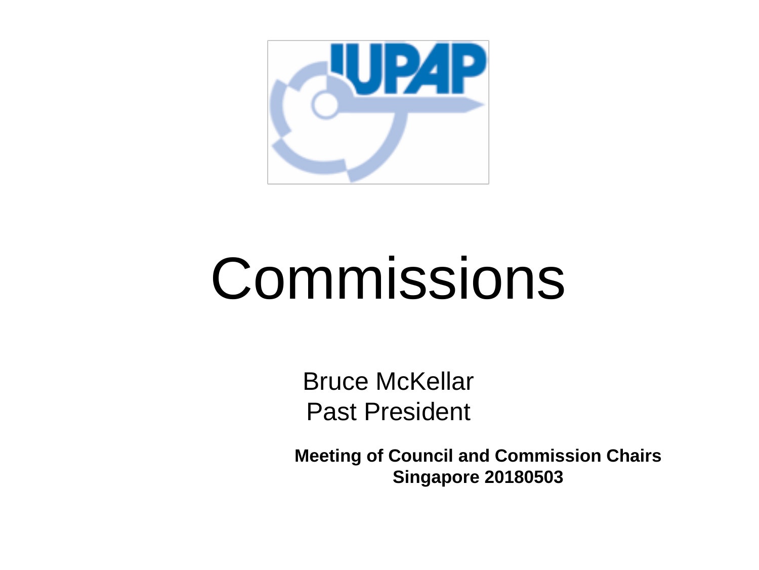# Commissions

Bruce McKellar
Past President

**Meeting of Council and Commission Chairs**
**Singapore 20180503**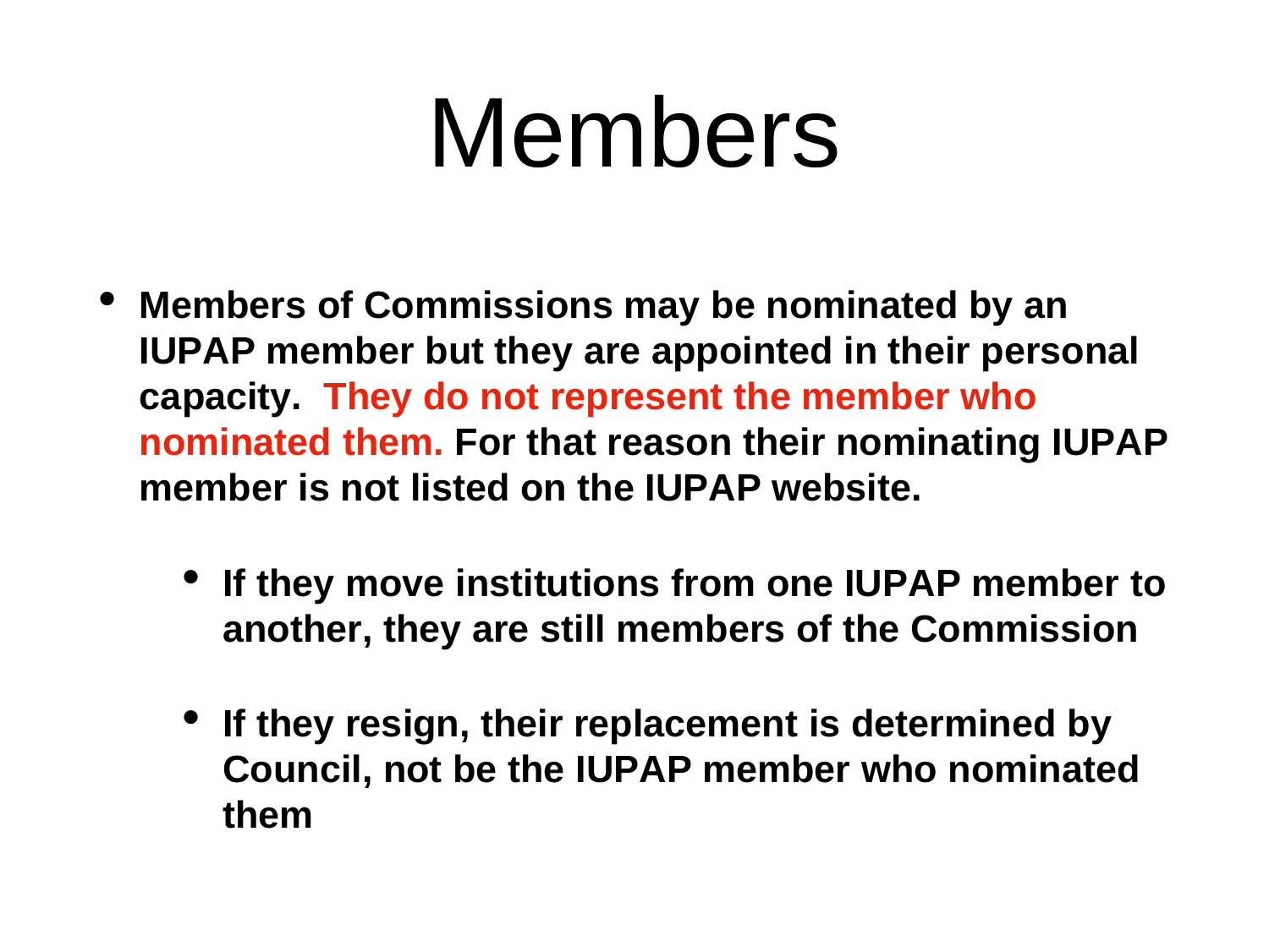# Members

- **Members of Commissions may be nominated by an IUPAP member but they are appointed in their personal capacity. They do not represent the member who nominated them. For that reason their nominating IUPAP member is not listed on the IUPAP website.**
  - **If they move institutions from one IUPAP member to another, they are still members of the Commission**
  - **If they resign, their replacement is determined by Council, not be the IUPAP member who nominated them**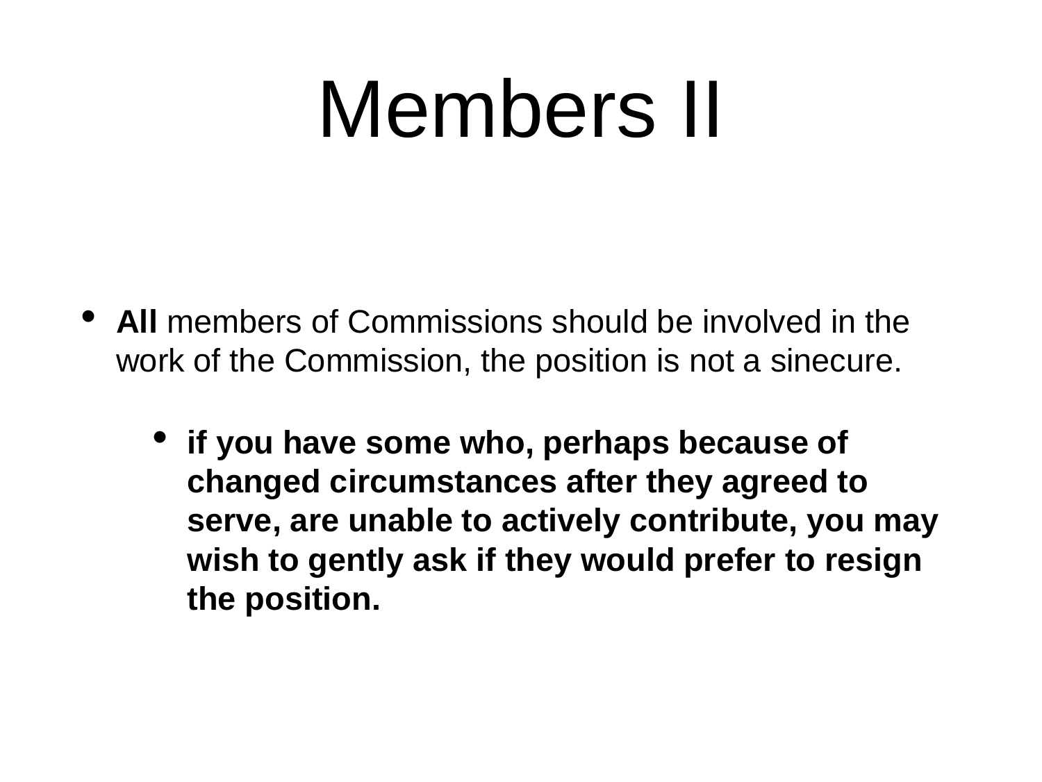# Members II

- **All** members of Commissions should be involved in the work of the Commission, the position is not a sinecure.
  - **if you have some who, perhaps because of changed circumstances after they agreed to serve, are unable to actively contribute, you may wish to gently ask if they would prefer to resign the position.**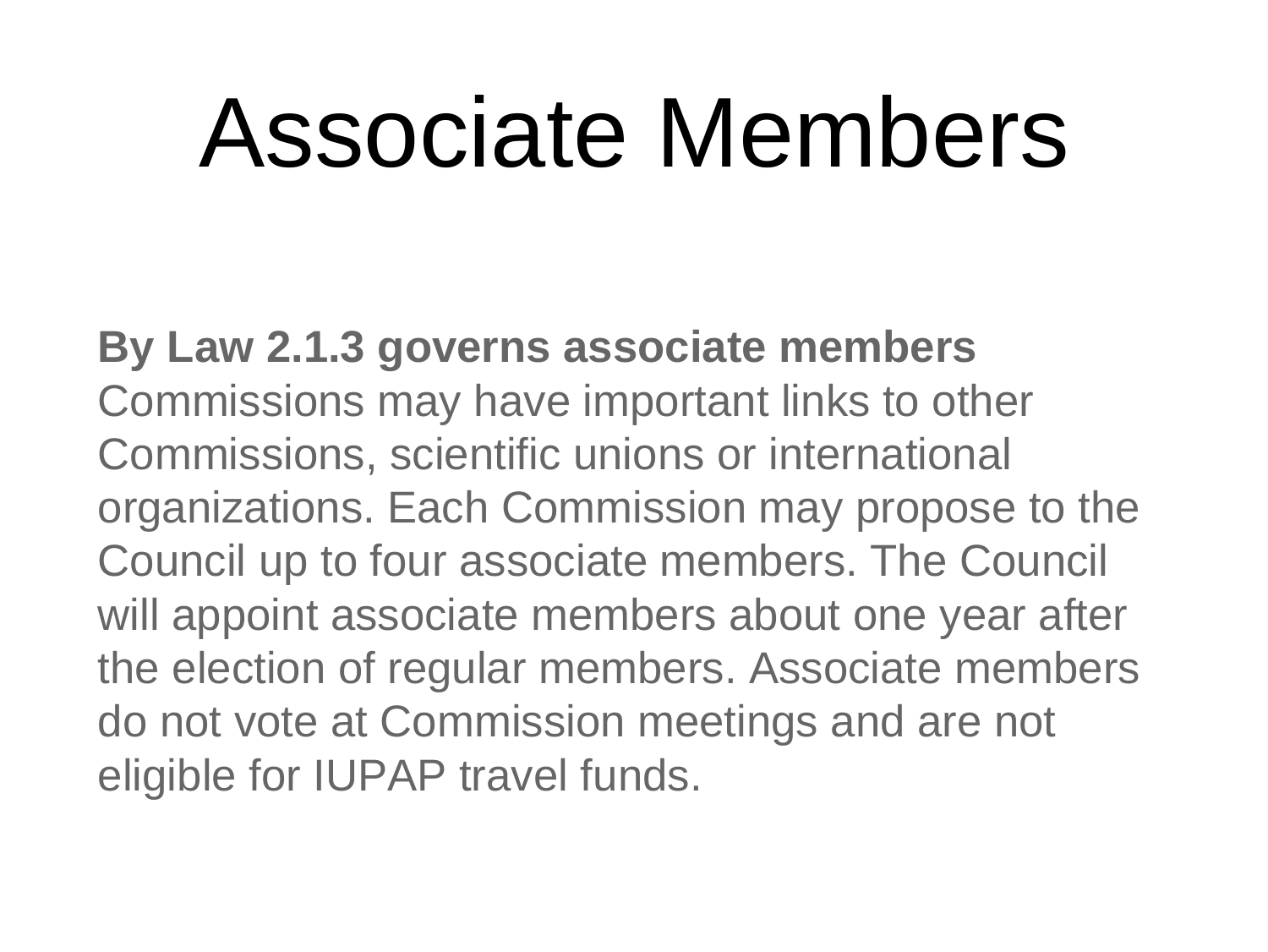# Associate Members

**By Law 2.1.3 governs associate members**
Commissions may have important links to other Commissions, scientific unions or international organizations. Each Commission may propose to the Council up to four associate members. The Council will appoint associate members about one year after the election of regular members. Associate members do not vote at Commission meetings and are not eligible for IUPAP travel funds.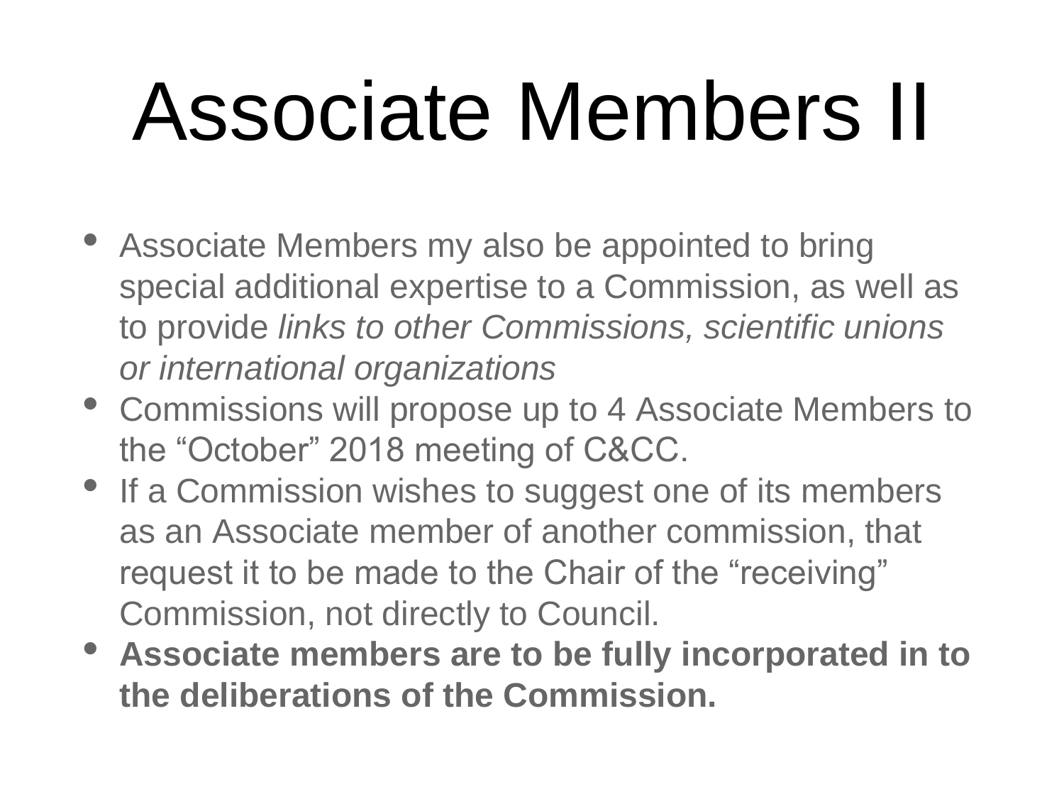# Associate Members II

- Associate Members my also be appointed to bring special additional expertise to a Commission, as well as to provide *links to other Commissions, scientific unions or international organizations*
- Commissions will propose up to 4 Associate Members to the “October” 2018 meeting of C&CC.
- If a Commission wishes to suggest one of its members as an Associate member of another commission, that request it to be made to the Chair of the “receiving” Commission, not directly to Council.
- **Associate members are to be fully incorporated in to the deliberations of the Commission.**